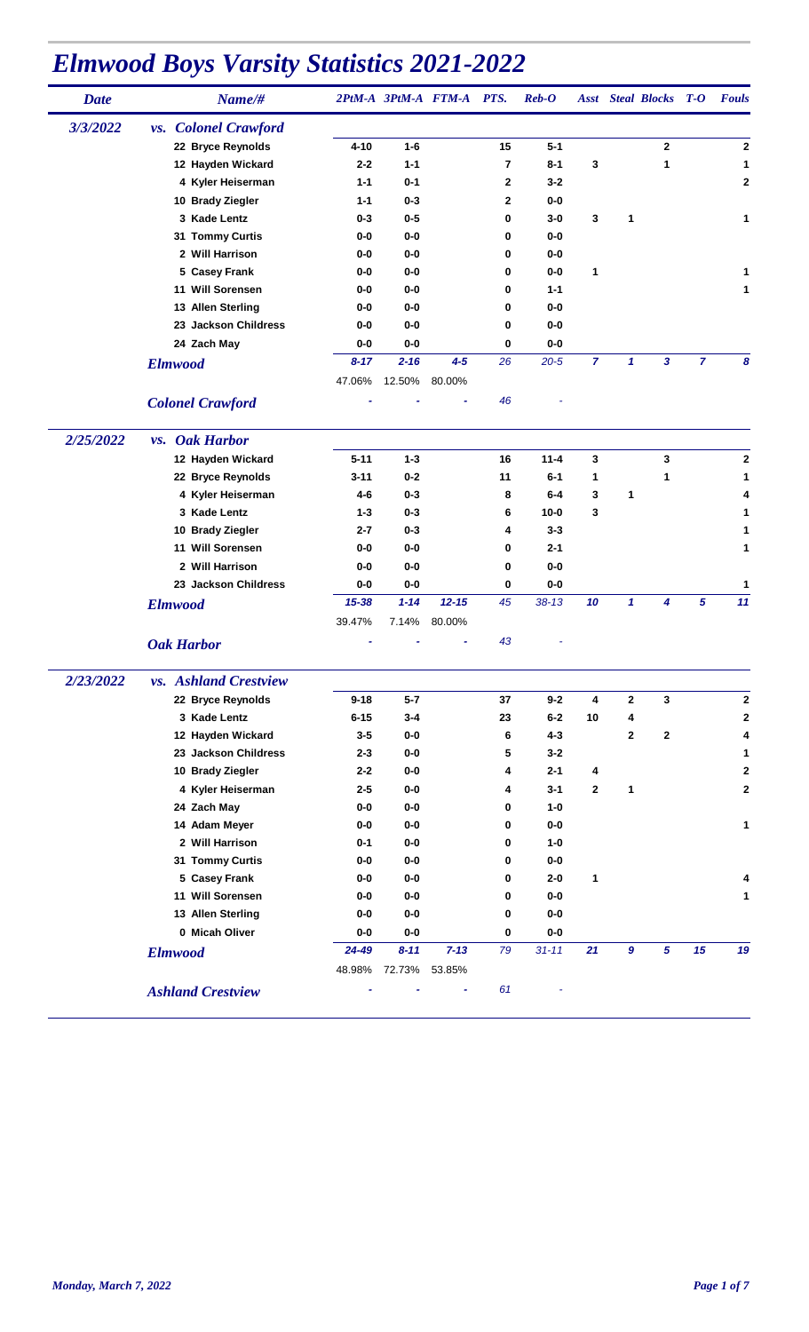# Elmwood Boys Varsity Statistics 2021-2022

| Date | Name/# | 2PtM-A | 3PtM-A | FTM-A | PTS. | Reb-O | Asst | Steal | Blocks | T-O | Fouls |
|---|---|---|---|---|---|---|---|---|---|---|---|
| 3/3/2022 | vs. Colonel Crawford | | | | | | | | | | |
| | 22 Bryce Reynolds | 4-10 | 1-6 | | 15 | 5-1 | | | 2 | | 2 |
| | 12 Hayden Wickard | 2-2 | 1-1 | | 7 | 8-1 | 3 | | 1 | | 1 |
| | 4 Kyler Heiserman | 1-1 | 0-1 | | 2 | 3-2 | | | | | 2 |
| | 10 Brady Ziegler | 1-1 | 0-3 | | 2 | 0-0 | | | | | |
| | 3 Kade Lentz | 0-3 | 0-5 | | 0 | 3-0 | 3 | 1 | | | 1 |
| | 31 Tommy Curtis | 0-0 | 0-0 | | 0 | 0-0 | | | | | |
| | 2 Will Harrison | 0-0 | 0-0 | | 0 | 0-0 | | | | | |
| | 5 Casey Frank | 0-0 | 0-0 | | 0 | 0-0 | 1 | | | | 1 |
| | 11 Will Sorensen | 0-0 | 0-0 | | 0 | 1-1 | | | | | 1 |
| | 13 Allen Sterling | 0-0 | 0-0 | | 0 | 0-0 | | | | | |
| | 23 Jackson Childress | 0-0 | 0-0 | | 0 | 0-0 | | | | | |
| | 24 Zach May | 0-0 | 0-0 | | 0 | 0-0 | | | | | |
| | *Elmwood* | *8-17* | *2-16* | *4-5* | *26* | *20-5* | *7* | *1* | *3* | *7* | *8* |
| | | 47.06% | 12.50% | 80.00% | | | | | | | |
| | *Colonel Crawford* | - | - | - | 46 | - | | | | | |
| 2/25/2022 | vs. Oak Harbor | | | | | | | | | | |
| | 12 Hayden Wickard | 5-11 | 1-3 | | 16 | 11-4 | 3 | | 3 | | 2 |
| | 22 Bryce Reynolds | 3-11 | 0-2 | | 11 | 6-1 | 1 | | 1 | | 1 |
| | 4 Kyler Heiserman | 4-6 | 0-3 | | 8 | 6-4 | 3 | 1 | | | 4 |
| | 3 Kade Lentz | 1-3 | 0-3 | | 6 | 10-0 | 3 | | | | 1 |
| | 10 Brady Ziegler | 2-7 | 0-3 | | 4 | 3-3 | | | | | 1 |
| | 11 Will Sorensen | 0-0 | 0-0 | | 0 | 2-1 | | | | | 1 |
| | 2 Will Harrison | 0-0 | 0-0 | | 0 | 0-0 | | | | | |
| | 23 Jackson Childress | 0-0 | 0-0 | | 0 | 0-0 | | | | | 1 |
| | *Elmwood* | *15-38* | *1-14* | *12-15* | *45* | *38-13* | *10* | *1* | *4* | *5* | *11* |
| | | 39.47% | 7.14% | 80.00% | | | | | | | |
| | *Oak Harbor* | - | - | - | 43 | - | | | | | |
| 2/23/2022 | vs. Ashland Crestview | | | | | | | | | | |
| | 22 Bryce Reynolds | 9-18 | 5-7 | | 37 | 9-2 | 4 | 2 | 3 | | 2 |
| | 3 Kade Lentz | 6-15 | 3-4 | | 23 | 6-2 | 10 | 4 | | | 2 |
| | 12 Hayden Wickard | 3-5 | 0-0 | | 6 | 4-3 | | 2 | 2 | | 4 |
| | 23 Jackson Childress | 2-3 | 0-0 | | 5 | 3-2 | | | | | 1 |
| | 10 Brady Ziegler | 2-2 | 0-0 | | 4 | 2-1 | 4 | | | | 2 |
| | 4 Kyler Heiserman | 2-5 | 0-0 | | 4 | 3-1 | 2 | 1 | | | 2 |
| | 24 Zach May | 0-0 | 0-0 | | 0 | 1-0 | | | | | |
| | 14 Adam Meyer | 0-0 | 0-0 | | 0 | 0-0 | | | | | 1 |
| | 2 Will Harrison | 0-1 | 0-0 | | 0 | 1-0 | | | | | |
| | 31 Tommy Curtis | 0-0 | 0-0 | | 0 | 0-0 | | | | | |
| | 5 Casey Frank | 0-0 | 0-0 | | 0 | 2-0 | 1 | | | | 4 |
| | 11 Will Sorensen | 0-0 | 0-0 | | 0 | 0-0 | | | | | 1 |
| | 13 Allen Sterling | 0-0 | 0-0 | | 0 | 0-0 | | | | | |
| | 0 Micah Oliver | 0-0 | 0-0 | | 0 | 0-0 | | | | | |
| | *Elmwood* | *24-49* | *8-11* | *7-13* | *79* | *31-11* | *21* | *9* | *5* | *15* | *19* |
| | | 48.98% | 72.73% | 53.85% | | | | | | | |
| | *Ashland Crestview* | - | - | - | 61 | - | | | | | |

*Monday, March 7, 2022*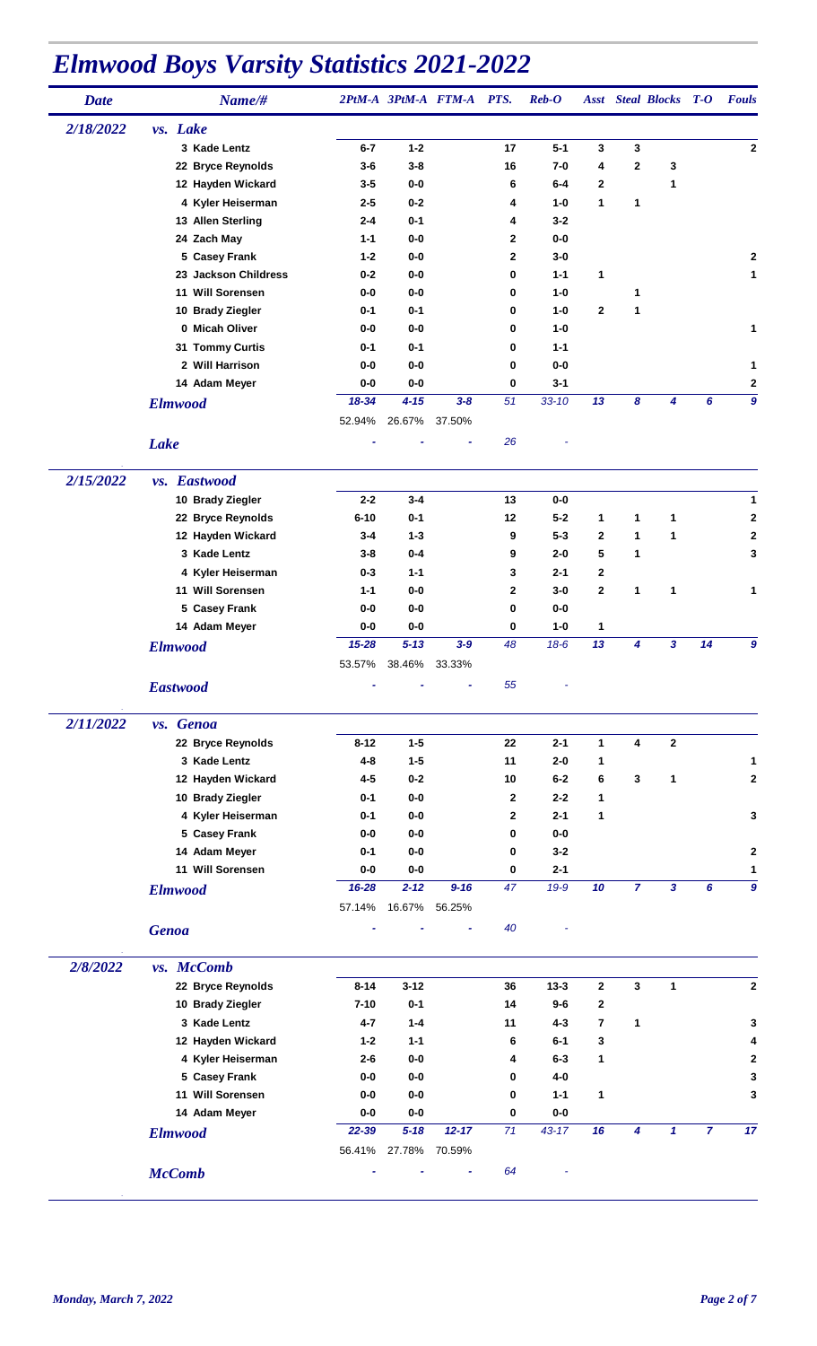# Elmwood Boys Varsity Statistics 2021-2022

| Date | Name/# | 2PtM-A | 3PtM-A | FTM-A | PTS. | Reb-O | Asst | Steal | Blocks | T-O | Fouls |
|---|---|---|---|---|---|---|---|---|---|---|---|
| 2/18/2022 | vs. Lake | | | | | | | | | | |
| | 3 Kade Lentz | 6-7 | 1-2 | | 17 | 5-1 | 3 | 3 | | | 2 |
| | 22 Bryce Reynolds | 3-6 | 3-8 | | 16 | 7-0 | 4 | 2 | 3 | | |
| | 12 Hayden Wickard | 3-5 | 0-0 | | 6 | 6-4 | 2 | | 1 | | |
| | 4 Kyler Heiserman | 2-5 | 0-2 | | 4 | 1-0 | 1 | 1 | | | |
| | 13 Allen Sterling | 2-4 | 0-1 | | 4 | 3-2 | | | | | |
| | 24 Zach May | 1-1 | 0-0 | | 2 | 0-0 | | | | | |
| | 5 Casey Frank | 1-2 | 0-0 | | 2 | 3-0 | | | | | 2 |
| | 23 Jackson Childress | 0-2 | 0-0 | | 0 | 1-1 | 1 | | | | 1 |
| | 11 Will Sorensen | 0-0 | 0-0 | | 0 | 1-0 | | 1 | | | |
| | 10 Brady Ziegler | 0-1 | 0-1 | | 0 | 1-0 | 2 | 1 | | | |
| | 0 Micah Oliver | 0-0 | 0-0 | | 0 | 1-0 | | | | | 1 |
| | 31 Tommy Curtis | 0-1 | 0-1 | | 0 | 1-1 | | | | | |
| | 2 Will Harrison | 0-0 | 0-0 | | 0 | 0-0 | | | | | 1 |
| | 14 Adam Meyer | 0-0 | 0-0 | | 0 | 3-1 | | | | | 2 |
| | Elmwood | 18-34 | 4-15 | 3-8 | 51 | 33-10 | 13 | 8 | 4 | 6 | 9 |
| | | 52.94% | 26.67% | 37.50% | | | | | | | |
| | Lake | - | - | - | 26 | - | | | | | |
| 2/15/2022 | vs. Eastwood | | | | | | | | | | |
| | 10 Brady Ziegler | 2-2 | 3-4 | | 13 | 0-0 | | | | | 1 |
| | 22 Bryce Reynolds | 6-10 | 0-1 | | 12 | 5-2 | 1 | 1 | 1 | | 2 |
| | 12 Hayden Wickard | 3-4 | 1-3 | | 9 | 5-3 | 2 | 1 | 1 | | 2 |
| | 3 Kade Lentz | 3-8 | 0-4 | | 9 | 2-0 | 5 | 1 | | | 3 |
| | 4 Kyler Heiserman | 0-3 | 1-1 | | 3 | 2-1 | 2 | | | | |
| | 11 Will Sorensen | 1-1 | 0-0 | | 2 | 3-0 | 2 | 1 | 1 | | 1 |
| | 5 Casey Frank | 0-0 | 0-0 | | 0 | 0-0 | | | | | |
| | 14 Adam Meyer | 0-0 | 0-0 | | 0 | 1-0 | 1 | | | | |
| | Elmwood | 15-28 | 5-13 | 3-9 | 48 | 18-6 | 13 | 4 | 3 | 14 | 9 |
| | | 53.57% | 38.46% | 33.33% | | | | | | | |
| | Eastwood | - | - | - | 55 | - | | | | | |
| 2/11/2022 | vs. Genoa | | | | | | | | | | |
| | 22 Bryce Reynolds | 8-12 | 1-5 | | 22 | 2-1 | 1 | 4 | 2 | | |
| | 3 Kade Lentz | 4-8 | 1-5 | | 11 | 2-0 | 1 | | | | 1 |
| | 12 Hayden Wickard | 4-5 | 0-2 | | 10 | 6-2 | 6 | 3 | 1 | | 2 |
| | 10 Brady Ziegler | 0-1 | 0-0 | | 2 | 2-2 | 1 | | | | |
| | 4 Kyler Heiserman | 0-1 | 0-0 | | 2 | 2-1 | 1 | | | | 3 |
| | 5 Casey Frank | 0-0 | 0-0 | | 0 | 0-0 | | | | | |
| | 14 Adam Meyer | 0-1 | 0-0 | | 0 | 3-2 | | | | | 2 |
| | 11 Will Sorensen | 0-0 | 0-0 | | 0 | 2-1 | | | | | 1 |
| | Elmwood | 16-28 | 2-12 | 9-16 | 47 | 19-9 | 10 | 7 | 3 | 6 | 9 |
| | | 57.14% | 16.67% | 56.25% | | | | | | | |
| | Genoa | - | - | - | 40 | - | | | | | |
| 2/8/2022 | vs. McComb | | | | | | | | | | |
| | 22 Bryce Reynolds | 8-14 | 3-12 | | 36 | 13-3 | 2 | 3 | 1 | | 2 |
| | 10 Brady Ziegler | 7-10 | 0-1 | | 14 | 9-6 | 2 | | | | |
| | 3 Kade Lentz | 4-7 | 1-4 | | 11 | 4-3 | 7 | 1 | | | 3 |
| | 12 Hayden Wickard | 1-2 | 1-1 | | 6 | 6-1 | 3 | | | | 4 |
| | 4 Kyler Heiserman | 2-6 | 0-0 | | 4 | 6-3 | 1 | | | | 2 |
| | 5 Casey Frank | 0-0 | 0-0 | | 0 | 4-0 | | | | | 3 |
| | 11 Will Sorensen | 0-0 | 0-0 | | 0 | 1-1 | 1 | | | | 3 |
| | 14 Adam Meyer | 0-0 | 0-0 | | 0 | 0-0 | | | | | |
| | Elmwood | 22-39 | 5-18 | 12-17 | 71 | 43-17 | 16 | 4 | 1 | 7 | 17 |
| | | 56.41% | 27.78% | 70.59% | | | | | | | |
| | McComb | - | - | - | 64 | - | | | | | |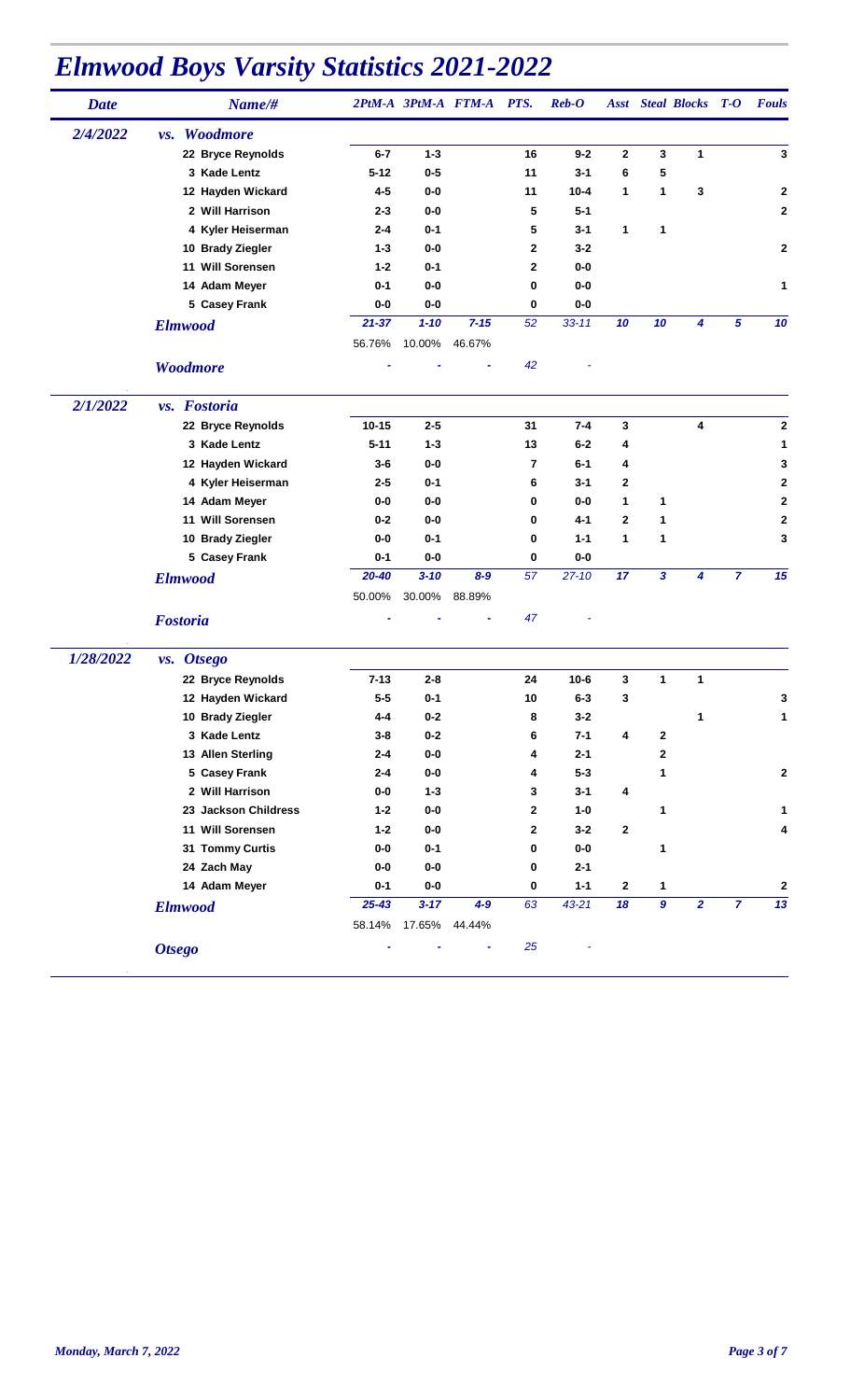# Elmwood Boys Varsity Statistics 2021-2022

| Date | Name/# | 2PtM-A | 3PtM-A | FTM-A | PTS. | Reb-O | Asst | Steal | Blocks | T-O | Fouls |
|---|---|---|---|---|---|---|---|---|---|---|---|
| 2/4/2022 | vs. Woodmore | | | | | | | | | | |
| | 22 Bryce Reynolds | 6-7 | 1-3 | | 16 | 9-2 | 2 | 3 | 1 | | 3 |
| | 3 Kade Lentz | 5-12 | 0-5 | | 11 | 3-1 | 6 | 5 | | | |
| | 12 Hayden Wickard | 4-5 | 0-0 | | 11 | 10-4 | 1 | 1 | 3 | | 2 |
| | 2 Will Harrison | 2-3 | 0-0 | | 5 | 5-1 | | | | | 2 |
| | 4 Kyler Heiserman | 2-4 | 0-1 | | 5 | 3-1 | 1 | 1 | | | |
| | 10 Brady Ziegler | 1-3 | 0-0 | | 2 | 3-2 | | | | | 2 |
| | 11 Will Sorensen | 1-2 | 0-1 | | 2 | 0-0 | | | | | |
| | 14 Adam Meyer | 0-1 | 0-0 | | 0 | 0-0 | | | | | 1 |
| | 5 Casey Frank | 0-0 | 0-0 | | 0 | 0-0 | | | | | |
| | Elmwood | 21-37 | 1-10 | 7-15 | 52 | 33-11 | 10 | 10 | 4 | 5 | 10 |
| | | 56.76% | 10.00% | 46.67% | | | | | | | |
| | Woodmore | - | - | - | 42 | - | | | | | |
| 2/1/2022 | vs. Fostoria | | | | | | | | | | |
| | 22 Bryce Reynolds | 10-15 | 2-5 | | 31 | 7-4 | 3 | | 4 | | 2 |
| | 3 Kade Lentz | 5-11 | 1-3 | | 13 | 6-2 | 4 | | | | 1 |
| | 12 Hayden Wickard | 3-6 | 0-0 | | 7 | 6-1 | 4 | | | | 3 |
| | 4 Kyler Heiserman | 2-5 | 0-1 | | 6 | 3-1 | 2 | | | | 2 |
| | 14 Adam Meyer | 0-0 | 0-0 | | 0 | 0-0 | 1 | 1 | | | 2 |
| | 11 Will Sorensen | 0-2 | 0-0 | | 0 | 4-1 | 2 | 1 | | | 2 |
| | 10 Brady Ziegler | 0-0 | 0-1 | | 0 | 1-1 | 1 | 1 | | | 3 |
| | 5 Casey Frank | 0-1 | 0-0 | | 0 | 0-0 | | | | | |
| | Elmwood | 20-40 | 3-10 | 8-9 | 57 | 27-10 | 17 | 3 | 4 | 7 | 15 |
| | | 50.00% | 30.00% | 88.89% | | | | | | | |
| | Fostoria | - | - | - | 47 | - | | | | | |
| 1/28/2022 | vs. Otsego | | | | | | | | | | |
| | 22 Bryce Reynolds | 7-13 | 2-8 | | 24 | 10-6 | 3 | 1 | 1 | | |
| | 12 Hayden Wickard | 5-5 | 0-1 | | 10 | 6-3 | 3 | | | | 3 |
| | 10 Brady Ziegler | 4-4 | 0-2 | | 8 | 3-2 | | | 1 | | 1 |
| | 3 Kade Lentz | 3-8 | 0-2 | | 6 | 7-1 | 4 | 2 | | | |
| | 13 Allen Sterling | 2-4 | 0-0 | | 4 | 2-1 | | 2 | | | |
| | 5 Casey Frank | 2-4 | 0-0 | | 4 | 5-3 | | 1 | | | 2 |
| | 2 Will Harrison | 0-0 | 1-3 | | 3 | 3-1 | 4 | | | | |
| | 23 Jackson Childress | 1-2 | 0-0 | | 2 | 1-0 | | 1 | | | 1 |
| | 11 Will Sorensen | 1-2 | 0-0 | | 2 | 3-2 | 2 | | | | 4 |
| | 31 Tommy Curtis | 0-0 | 0-1 | | 0 | 0-0 | | 1 | | | |
| | 24 Zach May | 0-0 | 0-0 | | 0 | 2-1 | | | | | |
| | 14 Adam Meyer | 0-1 | 0-0 | | 0 | 1-1 | 2 | 1 | | | 2 |
| | Elmwood | 25-43 | 3-17 | 4-9 | 63 | 43-21 | 18 | 9 | 2 | 7 | 13 |
| | | 58.14% | 17.65% | 44.44% | | | | | | | |
| | Otsego | - | - | - | 25 | - | | | | | |

*Monday, March 7, 2022*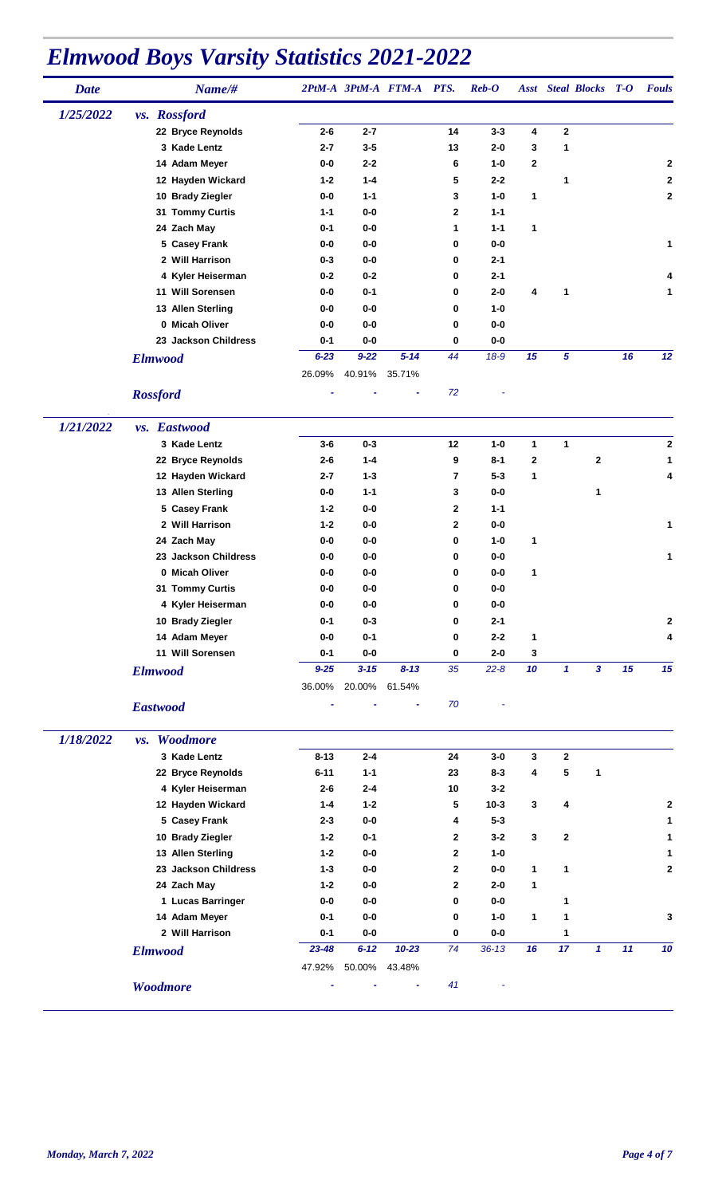# *Elmwood Boys Varsity Statistics 2021-2022*

| Date | Name/# | 2PtM-A | 3PtM-A | FTM-A | PTS. | Reb-O | Asst | Steal | Blocks | T-O | Fouls |
|---|---|---|---|---|---|---|---|---|---|---|---|
| *1/25/2022* | ***vs. Rossford*** | | | | | | | | | | |
| | 22 Bryce Reynolds | 2-6 | 2-7 | | 14 | 3-3 | 4 | 2 | | | |
| | 3 Kade Lentz | 2-7 | 3-5 | | 13 | 2-0 | 3 | 1 | | | |
| | 14 Adam Meyer | 0-0 | 2-2 | | 6 | 1-0 | 2 | | | | 2 |
| | 12 Hayden Wickard | 1-2 | 1-4 | | 5 | 2-2 | | 1 | | | 2 |
| | 10 Brady Ziegler | 0-0 | 1-1 | | 3 | 1-0 | 1 | | | | 2 |
| | 31 Tommy Curtis | 1-1 | 0-0 | | 2 | 1-1 | | | | | |
| | 24 Zach May | 0-1 | 0-0 | | 1 | 1-1 | 1 | | | | |
| | 5 Casey Frank | 0-0 | 0-0 | | 0 | 0-0 | | | | | 1 |
| | 2 Will Harrison | 0-3 | 0-0 | | 0 | 2-1 | | | | | |
| | 4 Kyler Heiserman | 0-2 | 0-2 | | 0 | 2-1 | | | | | 4 |
| | 11 Will Sorensen | 0-0 | 0-1 | | 0 | 2-0 | 4 | 1 | | | 1 |
| | 13 Allen Sterling | 0-0 | 0-0 | | 0 | 1-0 | | | | | |
| | 0 Micah Oliver | 0-0 | 0-0 | | 0 | 0-0 | | | | | |
| | 23 Jackson Childress | 0-1 | 0-0 | | 0 | 0-0 | | | | | |
| | ***Elmwood*** | *6-23* | *9-22* | *5-14* | *44* | *18-9* | *15* | *5* | | *16* | *12* |
| | | 26.09% | 40.91% | 35.71% | | | | | | | |
| | ***Rossford*** | - | - | - | *72* | - | | | | | |
| *1/21/2022* | ***vs. Eastwood*** | | | | | | | | | | |
| | 3 Kade Lentz | 3-6 | 0-3 | | 12 | 1-0 | 1 | 1 | | | 2 |
| | 22 Bryce Reynolds | 2-6 | 1-4 | | 9 | 8-1 | 2 | | 2 | | 1 |
| | 12 Hayden Wickard | 2-7 | 1-3 | | 7 | 5-3 | 1 | | | | 4 |
| | 13 Allen Sterling | 0-0 | 1-1 | | 3 | 0-0 | | | 1 | | |
| | 5 Casey Frank | 1-2 | 0-0 | | 2 | 1-1 | | | | | |
| | 2 Will Harrison | 1-2 | 0-0 | | 2 | 0-0 | | | | | 1 |
| | 24 Zach May | 0-0 | 0-0 | | 0 | 1-0 | 1 | | | | |
| | 23 Jackson Childress | 0-0 | 0-0 | | 0 | 0-0 | | | | | 1 |
| | 0 Micah Oliver | 0-0 | 0-0 | | 0 | 0-0 | 1 | | | | |
| | 31 Tommy Curtis | 0-0 | 0-0 | | 0 | 0-0 | | | | | |
| | 4 Kyler Heiserman | 0-0 | 0-0 | | 0 | 0-0 | | | | | |
| | 10 Brady Ziegler | 0-1 | 0-3 | | 0 | 2-1 | | | | | 2 |
| | 14 Adam Meyer | 0-0 | 0-1 | | 0 | 2-2 | 1 | | | | 4 |
| | 11 Will Sorensen | 0-1 | 0-0 | | 0 | 2-0 | 3 | | | | |
| | ***Elmwood*** | *9-25* | *3-15* | *8-13* | *35* | *22-8* | *10* | *1* | *3* | *15* | *15* |
| | | 36.00% | 20.00% | 61.54% | | | | | | | |
| | ***Eastwood*** | - | - | - | *70* | - | | | | | |
| *1/18/2022* | ***vs. Woodmore*** | | | | | | | | | | |
| | 3 Kade Lentz | 8-13 | 2-4 | | 24 | 3-0 | 3 | 2 | | | |
| | 22 Bryce Reynolds | 6-11 | 1-1 | | 23 | 8-3 | 4 | 5 | 1 | | |
| | 4 Kyler Heiserman | 2-6 | 2-4 | | 10 | 3-2 | | | | | |
| | 12 Hayden Wickard | 1-4 | 1-2 | | 5 | 10-3 | 3 | 4 | | | 2 |
| | 5 Casey Frank | 2-3 | 0-0 | | 4 | 5-3 | | | | | 1 |
| | 10 Brady Ziegler | 1-2 | 0-1 | | 2 | 3-2 | 3 | 2 | | | 1 |
| | 13 Allen Sterling | 1-2 | 0-0 | | 2 | 1-0 | | | | | 1 |
| | 23 Jackson Childress | 1-3 | 0-0 | | 2 | 0-0 | 1 | 1 | | | 2 |
| | 24 Zach May | 1-2 | 0-0 | | 2 | 2-0 | 1 | | | | |
| | 1 Lucas Barringer | 0-0 | 0-0 | | 0 | 0-0 | | 1 | | | |
| | 14 Adam Meyer | 0-1 | 0-0 | | 0 | 1-0 | 1 | 1 | | | 3 |
| | 2 Will Harrison | 0-1 | 0-0 | | 0 | 0-0 | | 1 | | | |
| | ***Elmwood*** | *23-48* | *6-12* | *10-23* | *74* | *36-13* | *16* | *17* | *1* | *11* | *10* |
| | | 47.92% | 50.00% | 43.48% | | | | | | | |
| | ***Woodmore*** | - | - | - | *41* | - | | | | | |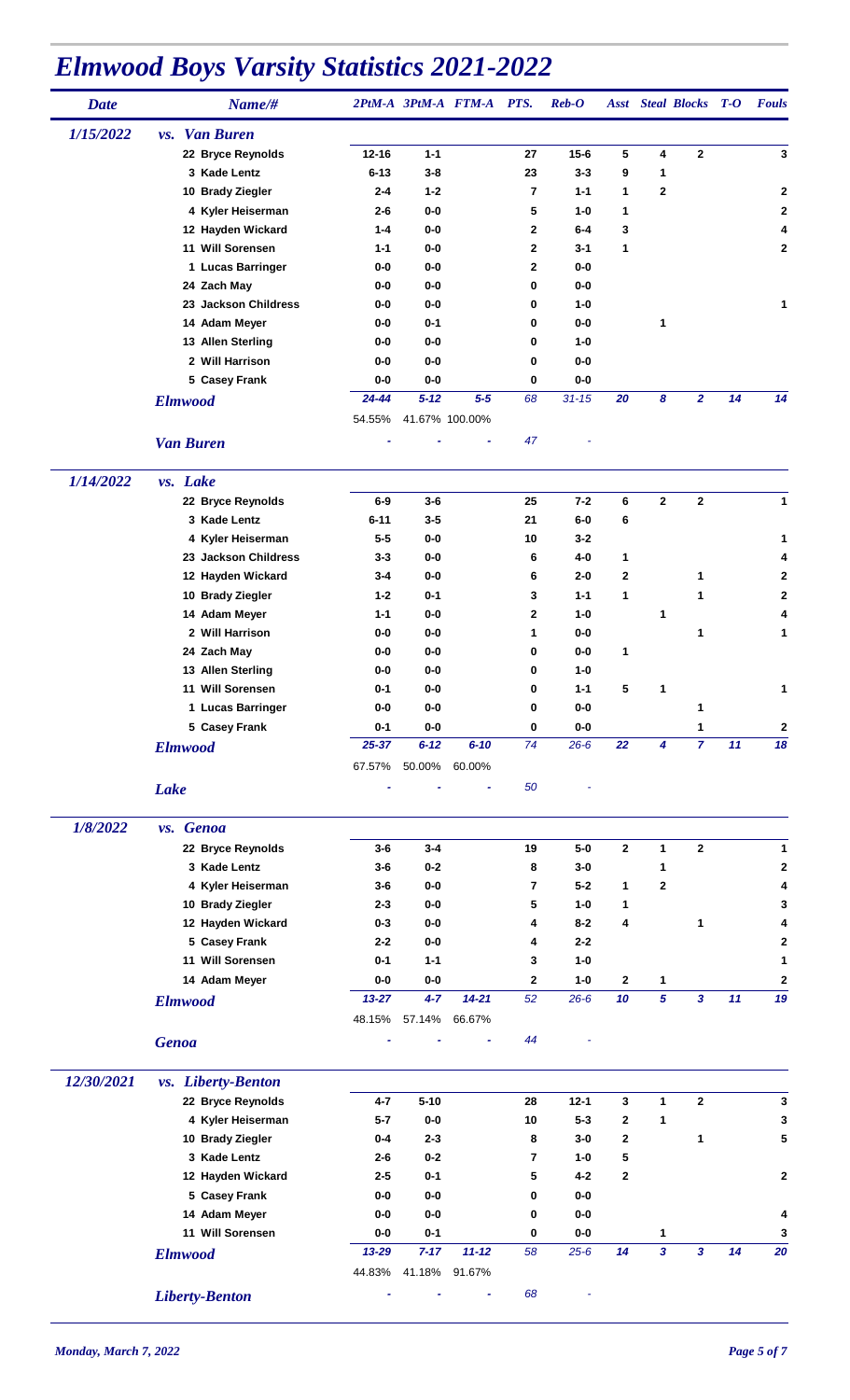# Elmwood Boys Varsity Statistics 2021-2022

| Date | Name/# | 2PtM-A | 3PtM-A | FTM-A | PTS. | Reb-O | Asst | Steal | Blocks | T-O | Fouls |
|---|---|---|---|---|---|---|---|---|---|---|---|
| 1/15/2022 | ***vs. Van Buren*** | | | | | | | | | | |
| | 22 Bryce Reynolds | 12-16 | 1-1 | | 27 | 15-6 | 5 | 4 | 2 | | 3 |
| | 3 Kade Lentz | 6-13 | 3-8 | | 23 | 3-3 | 9 | 1 | | | |
| | 10 Brady Ziegler | 2-4 | 1-2 | | 7 | 1-1 | 1 | 2 | | | 2 |
| | 4 Kyler Heiserman | 2-6 | 0-0 | | 5 | 1-0 | 1 | | | | 2 |
| | 12 Hayden Wickard | 1-4 | 0-0 | | 2 | 6-4 | 3 | | | | 4 |
| | 11 Will Sorensen | 1-1 | 0-0 | | 2 | 3-1 | 1 | | | | 2 |
| | 1 Lucas Barringer | 0-0 | 0-0 | | 2 | 0-0 | | | | | |
| | 24 Zach May | 0-0 | 0-0 | | 0 | 0-0 | | | | | |
| | 23 Jackson Childress | 0-0 | 0-0 | | 0 | 1-0 | | | | | 1 |
| | 14 Adam Meyer | 0-0 | 0-1 | | 0 | 0-0 | | 1 | | | |
| | 13 Allen Sterling | 0-0 | 0-0 | | 0 | 1-0 | | | | | |
| | 2 Will Harrison | 0-0 | 0-0 | | 0 | 0-0 | | | | | |
| | 5 Casey Frank | 0-0 | 0-0 | | 0 | 0-0 | | | | | |
| | ***Elmwood*** | *24-44* | *5-12* | *5-5* | *68* | *31-15* | *20* | *8* | *2* | *14* | *14* |
| | | 54.55% | 41.67% | 100.00% | | | | | | | |
| | ***Van Buren*** | - | - | - | 47 | - | | | | | |
| 1/14/2022 | ***vs. Lake*** | | | | | | | | | | |
| | 22 Bryce Reynolds | 6-9 | 3-6 | | 25 | 7-2 | 6 | 2 | 2 | | 1 |
| | 3 Kade Lentz | 6-11 | 3-5 | | 21 | 6-0 | 6 | | | | |
| | 4 Kyler Heiserman | 5-5 | 0-0 | | 10 | 3-2 | | | | | 1 |
| | 23 Jackson Childress | 3-3 | 0-0 | | 6 | 4-0 | 1 | | | | 4 |
| | 12 Hayden Wickard | 3-4 | 0-0 | | 6 | 2-0 | 2 | | 1 | | 2 |
| | 10 Brady Ziegler | 1-2 | 0-1 | | 3 | 1-1 | 1 | | 1 | | 2 |
| | 14 Adam Meyer | 1-1 | 0-0 | | 2 | 1-0 | | 1 | | | 4 |
| | 2 Will Harrison | 0-0 | 0-0 | | 1 | 0-0 | | | 1 | | 1 |
| | 24 Zach May | 0-0 | 0-0 | | 0 | 0-0 | 1 | | | | |
| | 13 Allen Sterling | 0-0 | 0-0 | | 0 | 1-0 | | | | | |
| | 11 Will Sorensen | 0-1 | 0-0 | | 0 | 1-1 | 5 | 1 | | | 1 |
| | 1 Lucas Barringer | 0-0 | 0-0 | | 0 | 0-0 | | | 1 | | |
| | 5 Casey Frank | 0-1 | 0-0 | | 0 | 0-0 | | | 1 | | 2 |
| | ***Elmwood*** | *25-37* | *6-12* | *6-10* | *74* | *26-6* | *22* | *4* | *7* | *11* | *18* |
| | | 67.57% | 50.00% | 60.00% | | | | | | | |
| | ***Lake*** | - | - | - | 50 | - | | | | | |
| 1/8/2022 | ***vs. Genoa*** | | | | | | | | | | |
| | 22 Bryce Reynolds | 3-6 | 3-4 | | 19 | 5-0 | 2 | 1 | 2 | | 1 |
| | 3 Kade Lentz | 3-6 | 0-2 | | 8 | 3-0 | | 1 | | | 2 |
| | 4 Kyler Heiserman | 3-6 | 0-0 | | 7 | 5-2 | 1 | 2 | | | 4 |
| | 10 Brady Ziegler | 2-3 | 0-0 | | 5 | 1-0 | 1 | | | | 3 |
| | 12 Hayden Wickard | 0-3 | 0-0 | | 4 | 8-2 | 4 | | 1 | | 4 |
| | 5 Casey Frank | 2-2 | 0-0 | | 4 | 2-2 | | | | | 2 |
| | 11 Will Sorensen | 0-1 | 1-1 | | 3 | 1-0 | | | | | 1 |
| | 14 Adam Meyer | 0-0 | 0-0 | | 2 | 1-0 | 2 | 1 | | | 2 |
| | ***Elmwood*** | *13-27* | *4-7* | *14-21* | *52* | *26-6* | *10* | *5* | *3* | *11* | *19* |
| | | 48.15% | 57.14% | 66.67% | | | | | | | |
| | ***Genoa*** | - | - | - | 44 | - | | | | | |
| 12/30/2021 | ***vs. Liberty-Benton*** | | | | | | | | | | |
| | 22 Bryce Reynolds | 4-7 | 5-10 | | 28 | 12-1 | 3 | 1 | 2 | | 3 |
| | 4 Kyler Heiserman | 5-7 | 0-0 | | 10 | 5-3 | 2 | 1 | | | 3 |
| | 10 Brady Ziegler | 0-4 | 2-3 | | 8 | 3-0 | 2 | | 1 | | 5 |
| | 3 Kade Lentz | 2-6 | 0-2 | | 7 | 1-0 | 5 | | | | |
| | 12 Hayden Wickard | 2-5 | 0-1 | | 5 | 4-2 | 2 | | | | 2 |
| | 5 Casey Frank | 0-0 | 0-0 | | 0 | 0-0 | | | | | |
| | 14 Adam Meyer | 0-0 | 0-0 | | 0 | 0-0 | | | | | 4 |
| | 11 Will Sorensen | 0-0 | 0-1 | | 0 | 0-0 | | 1 | | | 3 |
| | ***Elmwood*** | *13-29* | *7-17* | *11-12* | *58* | *25-6* | *14* | *3* | *3* | *14* | *20* |
| | | 44.83% | 41.18% | 91.67% | | | | | | | |
| | ***Liberty-Benton*** | - | - | - | 68 | - | | | | | |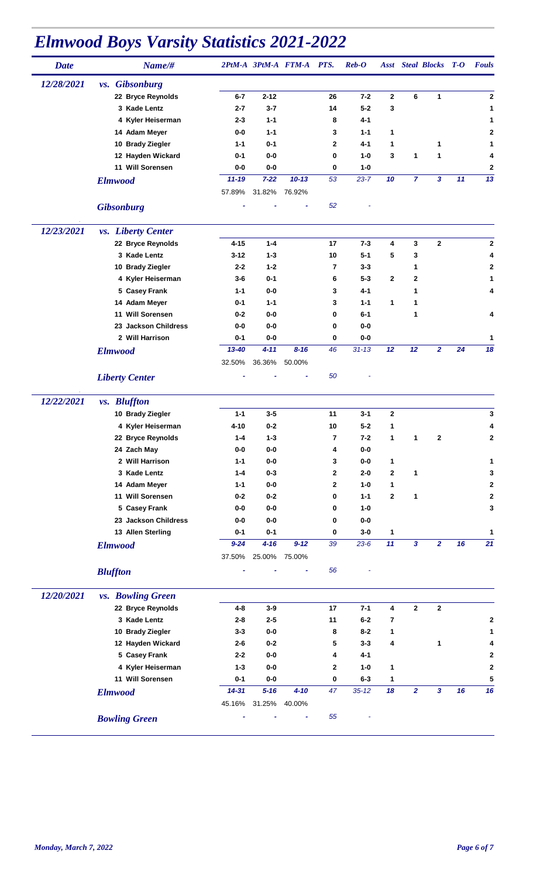# Elmwood Boys Varsity Statistics 2021-2022

| Date | Name/# | 2PtM-A | 3PtM-A | FTM-A | PTS. | Reb-O | Asst | Steal | Blocks | T-O | Fouls |
|---|---|---|---|---|---|---|---|---|---|---|---|
| 12/28/2021 | vs. Gibsonburg | | | | | | | | | | |
| | 22 Bryce Reynolds | 6-7 | 2-12 | | 26 | 7-2 | 2 | 6 | 1 | | 2 |
| | 3 Kade Lentz | 2-7 | 3-7 | | 14 | 5-2 | 3 | | | | 1 |
| | 4 Kyler Heiserman | 2-3 | 1-1 | | 8 | 4-1 | | | | | 1 |
| | 14 Adam Meyer | 0-0 | 1-1 | | 3 | 1-1 | 1 | | | | 2 |
| | 10 Brady Ziegler | 1-1 | 0-1 | | 2 | 4-1 | 1 | | 1 | | 1 |
| | 12 Hayden Wickard | 0-1 | 0-0 | | 0 | 1-0 | 3 | 1 | 1 | | 4 |
| | 11 Will Sorensen | 0-0 | 0-0 | | 0 | 1-0 | | | | | 2 |
| | *Elmwood* | 11-19 | 7-22 | 10-13 | 53 | 23-7 | 10 | 7 | 3 | 11 | 13 |
| | | 57.89% | 31.82% | 76.92% | | | | | | | |
| | *Gibsonburg* | - | - | - | 52 | - | | | | | |
| 12/23/2021 | vs. Liberty Center | | | | | | | | | | |
| | 22 Bryce Reynolds | 4-15 | 1-4 | | 17 | 7-3 | 4 | 3 | 2 | | 2 |
| | 3 Kade Lentz | 3-12 | 1-3 | | 10 | 5-1 | 5 | 3 | | | 4 |
| | 10 Brady Ziegler | 2-2 | 1-2 | | 7 | 3-3 | | 1 | | | 2 |
| | 4 Kyler Heiserman | 3-6 | 0-1 | | 6 | 5-3 | 2 | 2 | | | 1 |
| | 5 Casey Frank | 1-1 | 0-0 | | 3 | 4-1 | | 1 | | | 4 |
| | 14 Adam Meyer | 0-1 | 1-1 | | 3 | 1-1 | 1 | 1 | | | |
| | 11 Will Sorensen | 0-2 | 0-0 | | 0 | 6-1 | | 1 | | | 4 |
| | 23 Jackson Childress | 0-0 | 0-0 | | 0 | 0-0 | | | | | |
| | 2 Will Harrison | 0-1 | 0-0 | | 0 | 0-0 | | | | | 1 |
| | *Elmwood* | 13-40 | 4-11 | 8-16 | 46 | 31-13 | 12 | 12 | 2 | 24 | 18 |
| | | 32.50% | 36.36% | 50.00% | | | | | | | |
| | *Liberty Center* | - | - | - | 50 | - | | | | | |
| 12/22/2021 | vs. Bluffton | | | | | | | | | | |
| | 10 Brady Ziegler | 1-1 | 3-5 | | 11 | 3-1 | 2 | | | | 3 |
| | 4 Kyler Heiserman | 4-10 | 0-2 | | 10 | 5-2 | 1 | | | | 4 |
| | 22 Bryce Reynolds | 1-4 | 1-3 | | 7 | 7-2 | 1 | 1 | 2 | | 2 |
| | 24 Zach May | 0-0 | 0-0 | | 4 | 0-0 | | | | | |
| | 2 Will Harrison | 1-1 | 0-0 | | 3 | 0-0 | 1 | | | | 1 |
| | 3 Kade Lentz | 1-4 | 0-3 | | 2 | 2-0 | 2 | 1 | | | 3 |
| | 14 Adam Meyer | 1-1 | 0-0 | | 2 | 1-0 | 1 | | | | 2 |
| | 11 Will Sorensen | 0-2 | 0-2 | | 0 | 1-1 | 2 | 1 | | | 2 |
| | 5 Casey Frank | 0-0 | 0-0 | | 0 | 1-0 | | | | | 3 |
| | 23 Jackson Childress | 0-0 | 0-0 | | 0 | 0-0 | | | | | |
| | 13 Allen Sterling | 0-1 | 0-1 | | 0 | 3-0 | 1 | | | | 1 |
| | *Elmwood* | 9-24 | 4-16 | 9-12 | 39 | 23-6 | 11 | 3 | 2 | 16 | 21 |
| | | 37.50% | 25.00% | 75.00% | | | | | | | |
| | *Bluffton* | - | - | - | 56 | - | | | | | |
| 12/20/2021 | vs. Bowling Green | | | | | | | | | | |
| | 22 Bryce Reynolds | 4-8 | 3-9 | | 17 | 7-1 | 4 | 2 | 2 | | |
| | 3 Kade Lentz | 2-8 | 2-5 | | 11 | 6-2 | 7 | | | | 2 |
| | 10 Brady Ziegler | 3-3 | 0-0 | | 8 | 8-2 | 1 | | | | 1 |
| | 12 Hayden Wickard | 2-6 | 0-2 | | 5 | 3-3 | 4 | | 1 | | 4 |
| | 5 Casey Frank | 2-2 | 0-0 | | 4 | 4-1 | | | | | 2 |
| | 4 Kyler Heiserman | 1-3 | 0-0 | | 2 | 1-0 | 1 | | | | 2 |
| | 11 Will Sorensen | 0-1 | 0-0 | | 0 | 6-3 | 1 | | | | 5 |
| | *Elmwood* | 14-31 | 5-16 | 4-10 | 47 | 35-12 | 18 | 2 | 3 | 16 | 16 |
| | | 45.16% | 31.25% | 40.00% | | | | | | | |
| | *Bowling Green* | - | - | - | 55 | - | | | | | |

*Monday, March 7, 2022*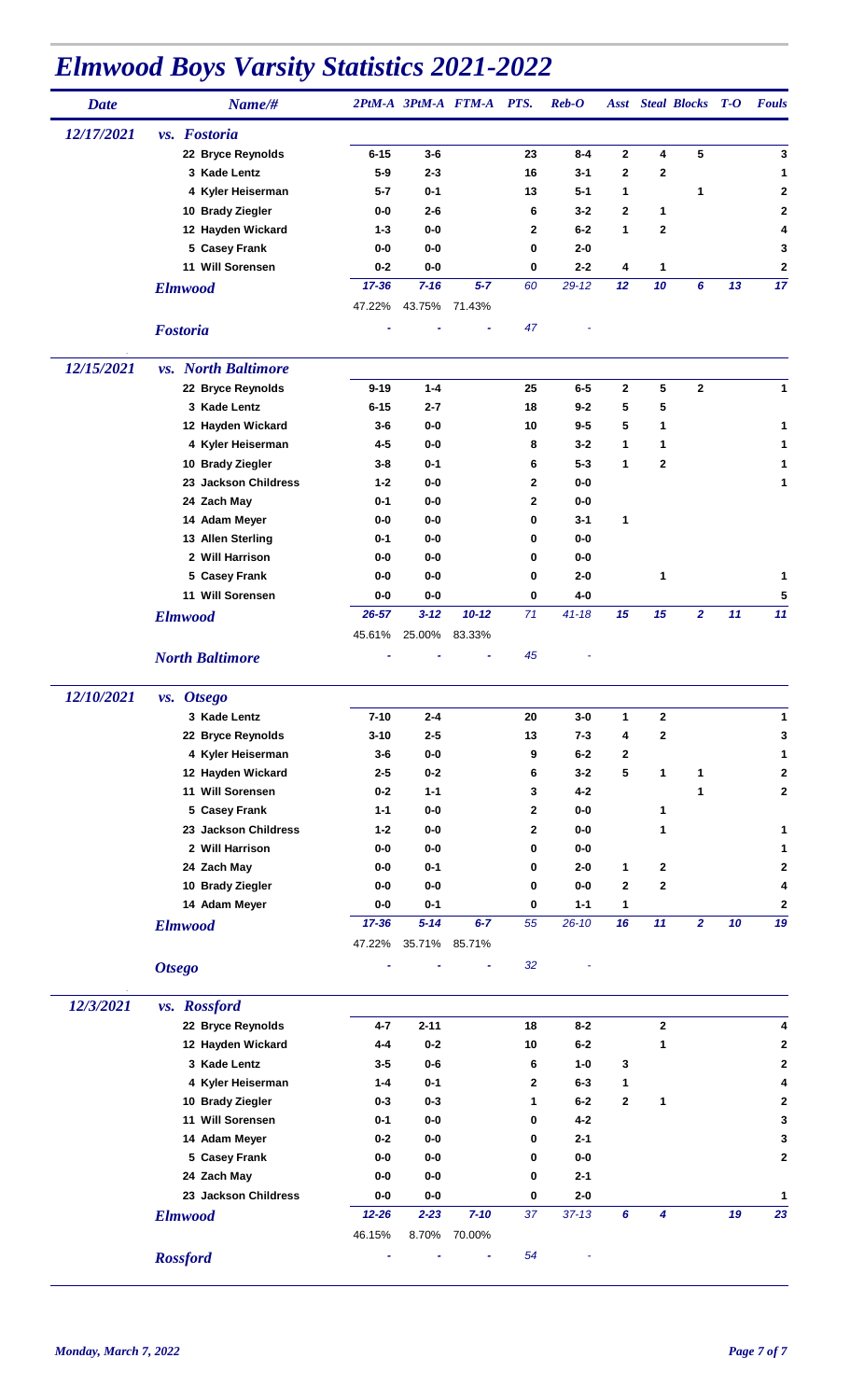# Elmwood Boys Varsity Statistics 2021-2022

| Date | Name/# | 2PtM-A | 3PtM-A | FTM-A | PTS. | Reb-O | Asst | Steal | Blocks | T-O | Fouls |
|---|---|---|---|---|---|---|---|---|---|---|---|
| 12/17/2021 | vs. Fostoria | | | | | | | | | | |
| | 22 Bryce Reynolds | 6-15 | 3-6 | | 23 | 8-4 | 2 | 4 | 5 | | 3 |
| | 3 Kade Lentz | 5-9 | 2-3 | | 16 | 3-1 | 2 | 2 | | | 1 |
| | 4 Kyler Heiserman | 5-7 | 0-1 | | 13 | 5-1 | 1 | | 1 | | 2 |
| | 10 Brady Ziegler | 0-0 | 2-6 | | 6 | 3-2 | 2 | 1 | | | 2 |
| | 12 Hayden Wickard | 1-3 | 0-0 | | 2 | 6-2 | 1 | 2 | | | 4 |
| | 5 Casey Frank | 0-0 | 0-0 | | 0 | 2-0 | | | | | 3 |
| | 11 Will Sorensen | 0-2 | 0-0 | | 0 | 2-2 | 4 | 1 | | | 2 |
| | *Elmwood* | 17-36 | 7-16 | 5-7 | 60 | 29-12 | 12 | 10 | 6 | 13 | 17 |
| | | 47.22% | 43.75% | 71.43% | | | | | | | |
| | *Fostoria* | - | - | - | 47 | - | | | | | |
| 12/15/2021 | vs. North Baltimore | | | | | | | | | | |
| | 22 Bryce Reynolds | 9-19 | 1-4 | | 25 | 6-5 | 2 | 5 | 2 | | 1 |
| | 3 Kade Lentz | 6-15 | 2-7 | | 18 | 9-2 | 5 | 5 | | | |
| | 12 Hayden Wickard | 3-6 | 0-0 | | 10 | 9-5 | 5 | 1 | | | 1 |
| | 4 Kyler Heiserman | 4-5 | 0-0 | | 8 | 3-2 | 1 | 1 | | | 1 |
| | 10 Brady Ziegler | 3-8 | 0-1 | | 6 | 5-3 | 1 | 2 | | | 1 |
| | 23 Jackson Childress | 1-2 | 0-0 | | 2 | 0-0 | | | | | 1 |
| | 24 Zach May | 0-1 | 0-0 | | 2 | 0-0 | | | | | |
| | 14 Adam Meyer | 0-0 | 0-0 | | 0 | 3-1 | 1 | | | | |
| | 13 Allen Sterling | 0-1 | 0-0 | | 0 | 0-0 | | | | | |
| | 2 Will Harrison | 0-0 | 0-0 | | 0 | 0-0 | | | | | |
| | 5 Casey Frank | 0-0 | 0-0 | | 0 | 2-0 | | 1 | | | 1 |
| | 11 Will Sorensen | 0-0 | 0-0 | | 0 | 4-0 | | | | | 5 |
| | *Elmwood* | 26-57 | 3-12 | 10-12 | 71 | 41-18 | 15 | 15 | 2 | 11 | 11 |
| | | 45.61% | 25.00% | 83.33% | | | | | | | |
| | *North Baltimore* | - | - | - | 45 | - | | | | | |
| 12/10/2021 | vs. Otsego | | | | | | | | | | |
| | 3 Kade Lentz | 7-10 | 2-4 | | 20 | 3-0 | 1 | 2 | | | 1 |
| | 22 Bryce Reynolds | 3-10 | 2-5 | | 13 | 7-3 | 4 | 2 | | | 3 |
| | 4 Kyler Heiserman | 3-6 | 0-0 | | 9 | 6-2 | 2 | | | | 1 |
| | 12 Hayden Wickard | 2-5 | 0-2 | | 6 | 3-2 | 5 | 1 | 1 | | 2 |
| | 11 Will Sorensen | 0-2 | 1-1 | | 3 | 4-2 | | | 1 | | 2 |
| | 5 Casey Frank | 1-1 | 0-0 | | 2 | 0-0 | | 1 | | | |
| | 23 Jackson Childress | 1-2 | 0-0 | | 2 | 0-0 | | 1 | | | 1 |
| | 2 Will Harrison | 0-0 | 0-0 | | 0 | 0-0 | | | | | 1 |
| | 24 Zach May | 0-0 | 0-1 | | 0 | 2-0 | 1 | 2 | | | 2 |
| | 10 Brady Ziegler | 0-0 | 0-0 | | 0 | 0-0 | 2 | 2 | | | 4 |
| | 14 Adam Meyer | 0-0 | 0-1 | | 0 | 1-1 | 1 | | | | 2 |
| | *Elmwood* | 17-36 | 5-14 | 6-7 | 55 | 26-10 | 16 | 11 | 2 | 10 | 19 |
| | | 47.22% | 35.71% | 85.71% | | | | | | | |
| | *Otsego* | - | - | - | 32 | - | | | | | |
| 12/3/2021 | vs. Rossford | | | | | | | | | | |
| | 22 Bryce Reynolds | 4-7 | 2-11 | | 18 | 8-2 | | 2 | | | 4 |
| | 12 Hayden Wickard | 4-4 | 0-2 | | 10 | 6-2 | | 1 | | | 2 |
| | 3 Kade Lentz | 3-5 | 0-6 | | 6 | 1-0 | 3 | | | | 2 |
| | 4 Kyler Heiserman | 1-4 | 0-1 | | 2 | 6-3 | 1 | | | | 4 |
| | 10 Brady Ziegler | 0-3 | 0-3 | | 1 | 6-2 | 2 | 1 | | | 2 |
| | 11 Will Sorensen | 0-1 | 0-0 | | 0 | 4-2 | | | | | 3 |
| | 14 Adam Meyer | 0-2 | 0-0 | | 0 | 2-1 | | | | | 3 |
| | 5 Casey Frank | 0-0 | 0-0 | | 0 | 0-0 | | | | | 2 |
| | 24 Zach May | 0-0 | 0-0 | | 0 | 2-1 | | | | | |
| | 23 Jackson Childress | 0-0 | 0-0 | | 0 | 2-0 | | | | | 1 |
| | *Elmwood* | 12-26 | 2-23 | 7-10 | 37 | 37-13 | 6 | 4 | | 19 | 23 |
| | | 46.15% | 8.70% | 70.00% | | | | | | | |
| | *Rossford* | - | - | - | 54 | - | | | | | |